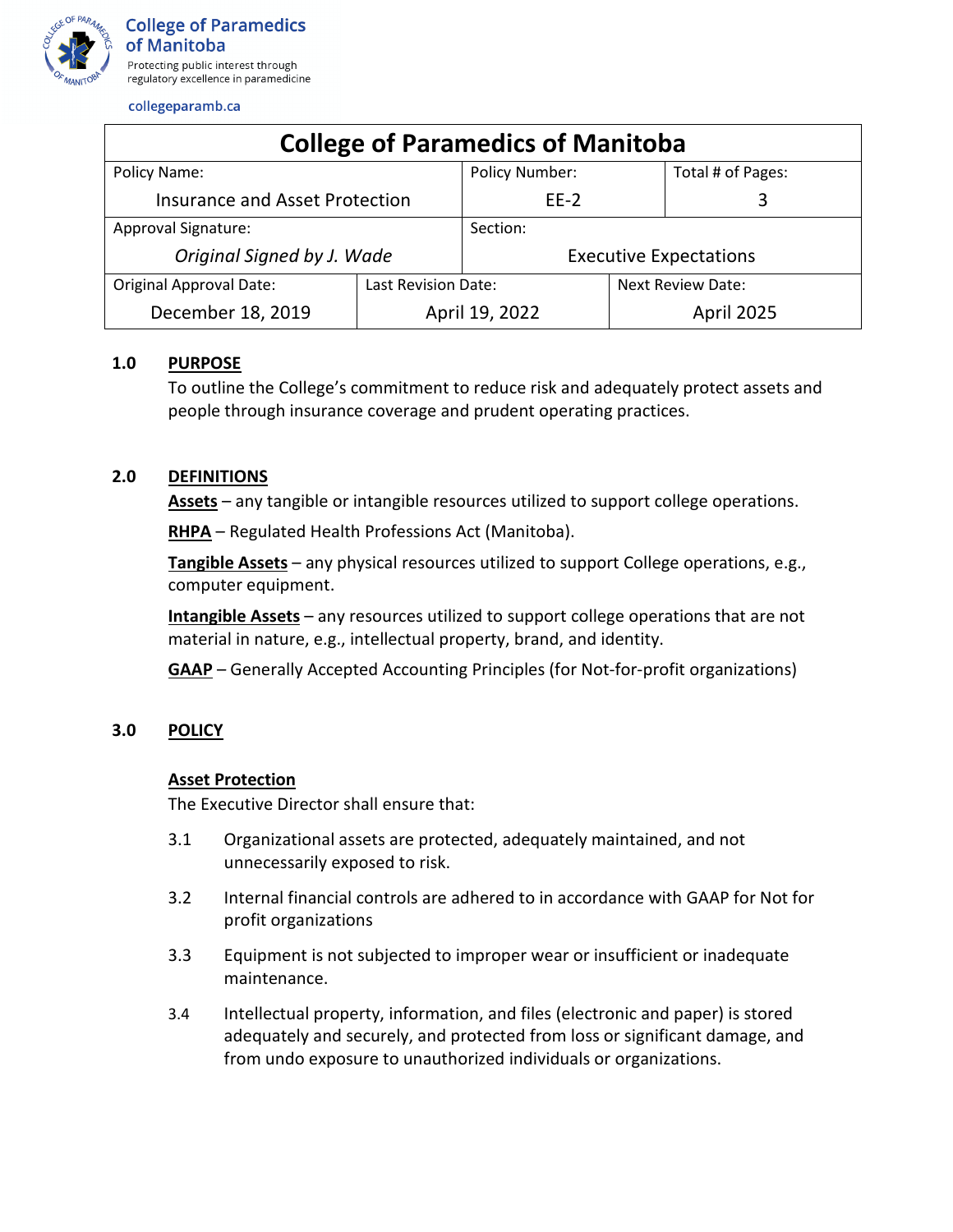College of Paramedics of Manitoba
Protecting public interest through regulatory excellence in paramedicine

collegeparamb.ca

| College of Paramedics of Manitoba | | |
|---|---|---|
| Policy Name: Insurance and Asset Protection | Policy Number: EE-2 | Total # of Pages: 3 |
| Approval Signature: *Original Signed by J. Wade* | Section: Executive Expectations | |
| Original Approval Date: December 18, 2019 | Last Revision Date: April 19, 2022 | Next Review Date: April 2025 |

## 1.0 PURPOSE

To outline the College's commitment to reduce risk and adequately protect assets and people through insurance coverage and prudent operating practices.

## 2.0 DEFINITIONS

**Assets** – any tangible or intangible resources utilized to support college operations.

**RHPA** – Regulated Health Professions Act (Manitoba).

**Tangible Assets** – any physical resources utilized to support College operations, e.g., computer equipment.

**Intangible Assets** – any resources utilized to support college operations that are not material in nature, e.g., intellectual property, brand, and identity.

**GAAP** – Generally Accepted Accounting Principles (for Not-for-profit organizations)

## 3.0 POLICY

### Asset Protection

The Executive Director shall ensure that:

3.1 Organizational assets are protected, adequately maintained, and not unnecessarily exposed to risk.

3.2 Internal financial controls are adhered to in accordance with GAAP for Not for profit organizations

3.3 Equipment is not subjected to improper wear or insufficient or inadequate maintenance.

3.4 Intellectual property, information, and files (electronic and paper) is stored adequately and securely, and protected from loss or significant damage, and from undo exposure to unauthorized individuals or organizations.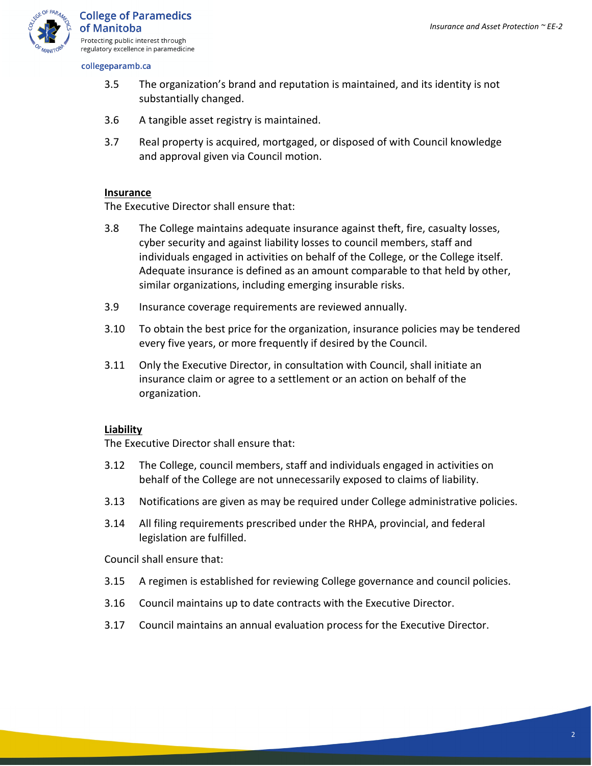3.5 The organization's brand and reputation is maintained, and its identity is not substantially changed.

3.6 A tangible asset registry is maintained.

3.7 Real property is acquired, mortgaged, or disposed of with Council knowledge and approval given via Council motion.

**Insurance**

The Executive Director shall ensure that:

3.8 The College maintains adequate insurance against theft, fire, casualty losses, cyber security and against liability losses to council members, staff and individuals engaged in activities on behalf of the College, or the College itself. Adequate insurance is defined as an amount comparable to that held by other, similar organizations, including emerging insurable risks.

3.9 Insurance coverage requirements are reviewed annually.

3.10 To obtain the best price for the organization, insurance policies may be tendered every five years, or more frequently if desired by the Council.

3.11 Only the Executive Director, in consultation with Council, shall initiate an insurance claim or agree to a settlement or an action on behalf of the organization.

**Liability**

The Executive Director shall ensure that:

3.12 The College, council members, staff and individuals engaged in activities on behalf of the College are not unnecessarily exposed to claims of liability.

3.13 Notifications are given as may be required under College administrative policies.

3.14 All filing requirements prescribed under the RHPA, provincial, and federal legislation are fulfilled.

Council shall ensure that:

3.15 A regimen is established for reviewing College governance and council policies.

3.16 Council maintains up to date contracts with the Executive Director.

3.17 Council maintains an annual evaluation process for the Executive Director.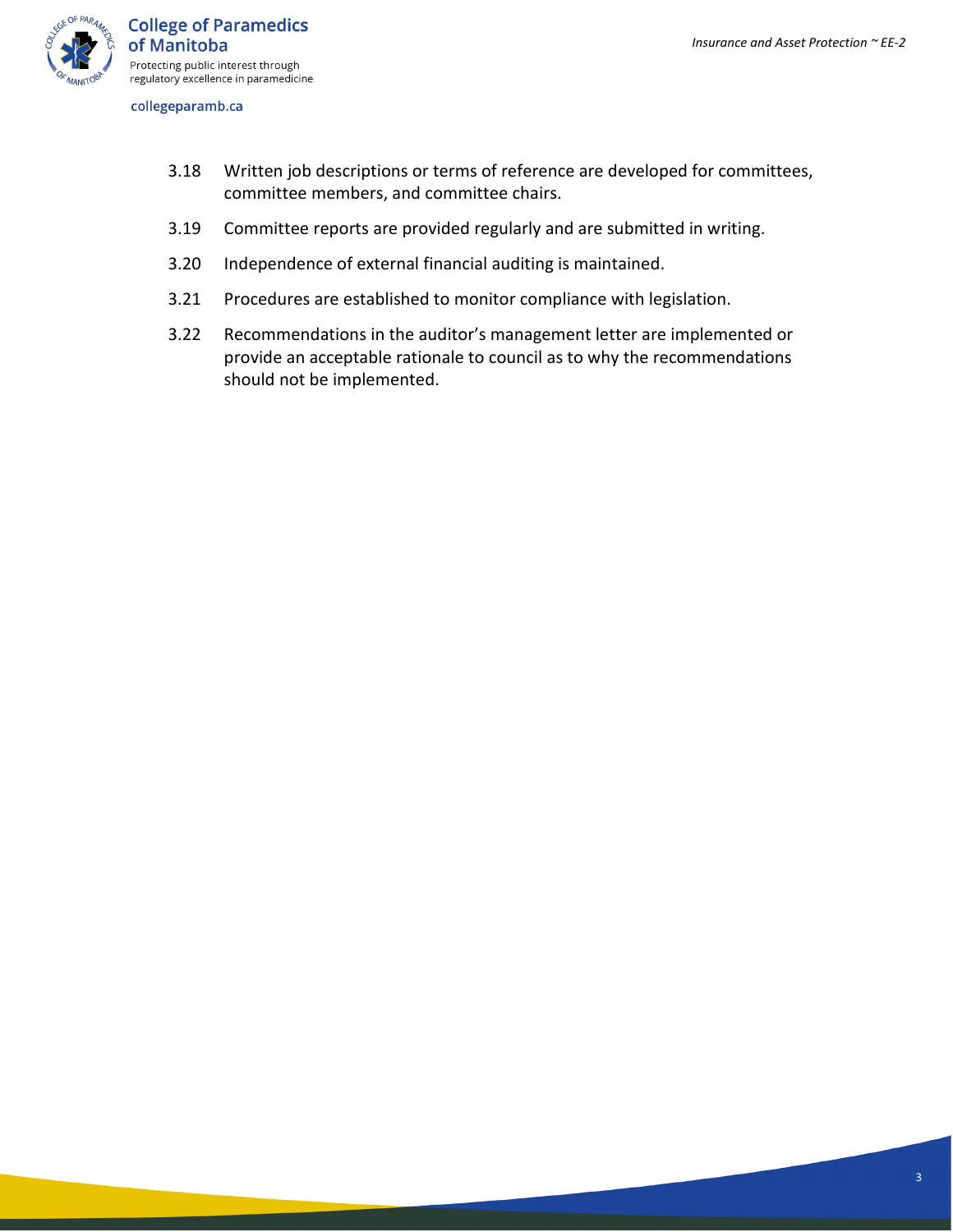3.18 Written job descriptions or terms of reference are developed for committees, committee members, and committee chairs.

3.19 Committee reports are provided regularly and are submitted in writing.

3.20 Independence of external financial auditing is maintained.

3.21 Procedures are established to monitor compliance with legislation.

3.22 Recommendations in the auditor's management letter are implemented or provide an acceptable rationale to council as to why the recommendations should not be implemented.